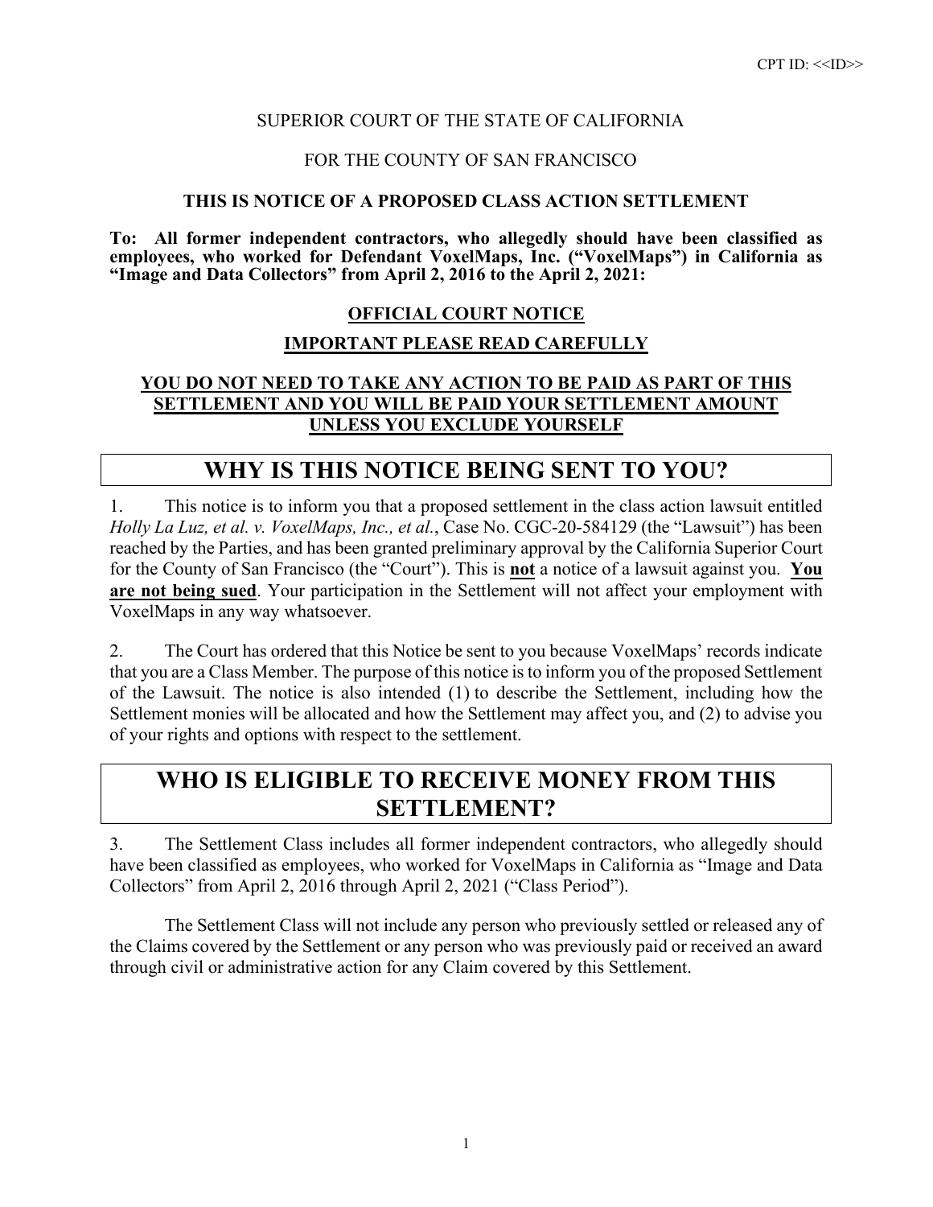CPT ID: <<ID>>

SUPERIOR COURT OF THE STATE OF CALIFORNIA

FOR THE COUNTY OF SAN FRANCISCO

**THIS IS NOTICE OF A PROPOSED CLASS ACTION SETTLEMENT**

**To: All former independent contractors, who allegedly should have been classified as employees, who worked for Defendant VoxelMaps, Inc. ("VoxelMaps") in California as "Image and Data Collectors" from April 2, 2016 to the April 2, 2021:**

**OFFICIAL COURT NOTICE**

**IMPORTANT PLEASE READ CAREFULLY**

**YOU DO NOT NEED TO TAKE ANY ACTION TO BE PAID AS PART OF THIS SETTLEMENT AND YOU WILL BE PAID YOUR SETTLEMENT AMOUNT UNLESS YOU EXCLUDE YOURSELF**

## WHY IS THIS NOTICE BEING SENT TO YOU?

1. This notice is to inform you that a proposed settlement in the class action lawsuit entitled *Holly La Luz, et al. v. VoxelMaps, Inc., et al.*, Case No. CGC-20-584129 (the "Lawsuit") has been reached by the Parties, and has been granted preliminary approval by the California Superior Court for the County of San Francisco (the "Court"). This is **not** a notice of a lawsuit against you. **You are not being sued**. Your participation in the Settlement will not affect your employment with VoxelMaps in any way whatsoever.

2. The Court has ordered that this Notice be sent to you because VoxelMaps' records indicate that you are a Class Member. The purpose of this notice is to inform you of the proposed Settlement of the Lawsuit. The notice is also intended (1) to describe the Settlement, including how the Settlement monies will be allocated and how the Settlement may affect you, and (2) to advise you of your rights and options with respect to the settlement.

## WHO IS ELIGIBLE TO RECEIVE MONEY FROM THIS SETTLEMENT?

3. The Settlement Class includes all former independent contractors, who allegedly should have been classified as employees, who worked for VoxelMaps in California as "Image and Data Collectors" from April 2, 2016 through April 2, 2021 ("Class Period").

The Settlement Class will not include any person who previously settled or released any of the Claims covered by the Settlement or any person who was previously paid or received an award through civil or administrative action for any Claim covered by this Settlement.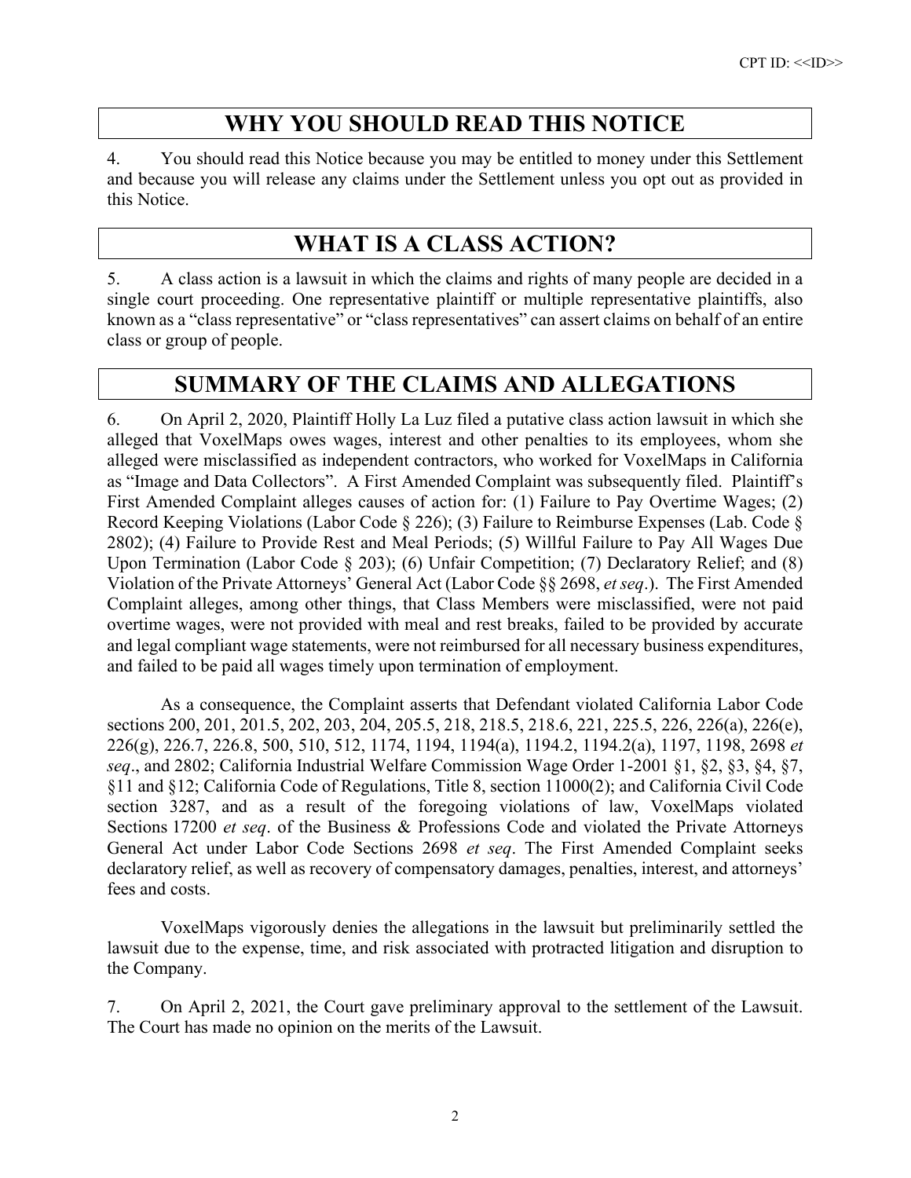## WHY YOU SHOULD READ THIS NOTICE

4. You should read this Notice because you may be entitled to money under this Settlement and because you will release any claims under the Settlement unless you opt out as provided in this Notice.

## WHAT IS A CLASS ACTION?

5. A class action is a lawsuit in which the claims and rights of many people are decided in a single court proceeding. One representative plaintiff or multiple representative plaintiffs, also known as a "class representative" or "class representatives" can assert claims on behalf of an entire class or group of people.

## SUMMARY OF THE CLAIMS AND ALLEGATIONS

6. On April 2, 2020, Plaintiff Holly La Luz filed a putative class action lawsuit in which she alleged that VoxelMaps owes wages, interest and other penalties to its employees, whom she alleged were misclassified as independent contractors, who worked for VoxelMaps in California as "Image and Data Collectors". A First Amended Complaint was subsequently filed. Plaintiff's First Amended Complaint alleges causes of action for: (1) Failure to Pay Overtime Wages; (2) Record Keeping Violations (Labor Code § 226); (3) Failure to Reimburse Expenses (Lab. Code § 2802); (4) Failure to Provide Rest and Meal Periods; (5) Willful Failure to Pay All Wages Due Upon Termination (Labor Code § 203); (6) Unfair Competition; (7) Declaratory Relief; and (8) Violation of the Private Attorneys' General Act (Labor Code §§ 2698, *et seq*.). The First Amended Complaint alleges, among other things, that Class Members were misclassified, were not paid overtime wages, were not provided with meal and rest breaks, failed to be provided by accurate and legal compliant wage statements, were not reimbursed for all necessary business expenditures, and failed to be paid all wages timely upon termination of employment.

As a consequence, the Complaint asserts that Defendant violated California Labor Code sections 200, 201, 201.5, 202, 203, 204, 205.5, 218, 218.5, 218.6, 221, 225.5, 226, 226(a), 226(e), 226(g), 226.7, 226.8, 500, 510, 512, 1174, 1194, 1194(a), 1194.2, 1194.2(a), 1197, 1198, 2698 *et seq*., and 2802; California Industrial Welfare Commission Wage Order 1-2001 §1, §2, §3, §4, §7, §11 and §12; California Code of Regulations, Title 8, section 11000(2); and California Civil Code section 3287, and as a result of the foregoing violations of law, VoxelMaps violated Sections 17200 *et seq*. of the Business & Professions Code and violated the Private Attorneys General Act under Labor Code Sections 2698 *et seq*. The First Amended Complaint seeks declaratory relief, as well as recovery of compensatory damages, penalties, interest, and attorneys' fees and costs.

VoxelMaps vigorously denies the allegations in the lawsuit but preliminarily settled the lawsuit due to the expense, time, and risk associated with protracted litigation and disruption to the Company.

7. On April 2, 2021, the Court gave preliminary approval to the settlement of the Lawsuit. The Court has made no opinion on the merits of the Lawsuit.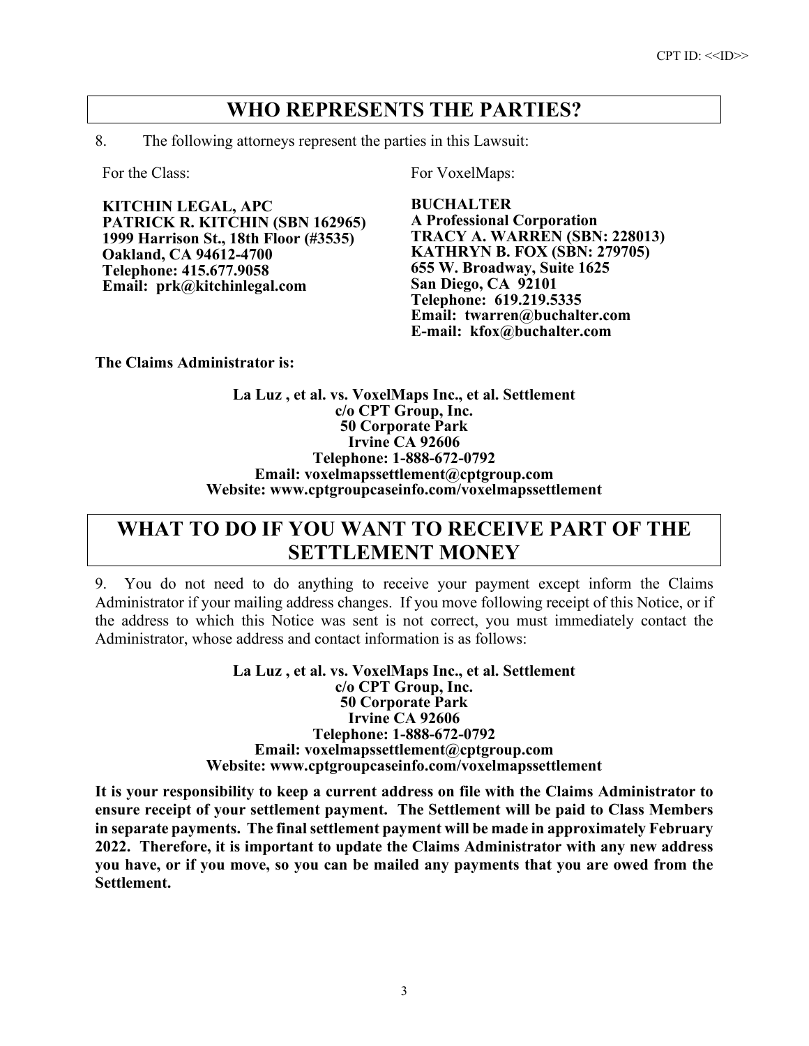CPT ID: <<ID>>

## WHO REPRESENTS THE PARTIES?

8. The following attorneys represent the parties in this Lawsuit:

For the Class:

**KITCHIN LEGAL, APC**
**PATRICK R. KITCHIN (SBN 162965)**
**1999 Harrison St., 18th Floor (#3535)**
**Oakland, CA 94612-4700**
**Telephone: 415.677.9058**
**Email: prk@kitchinlegal.com**

For VoxelMaps:

**BUCHALTER**
**A Professional Corporation**
**TRACY A. WARREN (SBN: 228013)**
**KATHRYN B. FOX (SBN: 279705)**
**655 W. Broadway, Suite 1625**
**San Diego, CA 92101**
**Telephone: 619.219.5335**
**Email: twarren@buchalter.com**
**E-mail: kfox@buchalter.com**

**The Claims Administrator is:**

**La Luz , et al. vs. VoxelMaps Inc., et al. Settlement**
**c/o CPT Group, Inc.**
**50 Corporate Park**
**Irvine CA 92606**
**Telephone: 1-888-672-0792**
**Email: voxelmapssettlement@cptgroup.com**
**Website: www.cptgroupcaseinfo.com/voxelmapssettlement**

## WHAT TO DO IF YOU WANT TO RECEIVE PART OF THE SETTLEMENT MONEY

9. You do not need to do anything to receive your payment except inform the Claims Administrator if your mailing address changes. If you move following receipt of this Notice, or if the address to which this Notice was sent is not correct, you must immediately contact the Administrator, whose address and contact information is as follows:

**La Luz , et al. vs. VoxelMaps Inc., et al. Settlement**
**c/o CPT Group, Inc.**
**50 Corporate Park**
**Irvine CA 92606**
**Telephone: 1-888-672-0792**
**Email: voxelmapssettlement@cptgroup.com**
**Website: www.cptgroupcaseinfo.com/voxelmapssettlement**

**It is your responsibility to keep a current address on file with the Claims Administrator to ensure receipt of your settlement payment. The Settlement will be paid to Class Members in separate payments. The final settlement payment will be made in approximately February 2022. Therefore, it is important to update the Claims Administrator with any new address you have, or if you move, so you can be mailed any payments that you are owed from the Settlement.**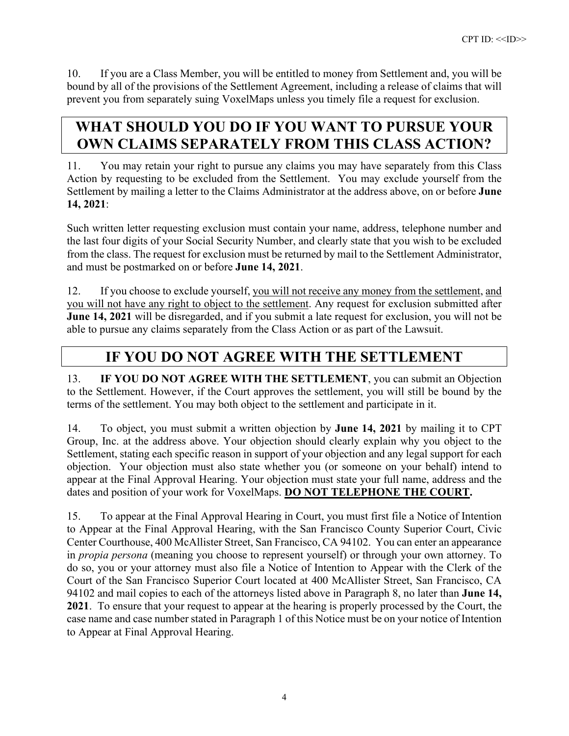10. If you are a Class Member, you will be entitled to money from Settlement and, you will be bound by all of the provisions of the Settlement Agreement, including a release of claims that will prevent you from separately suing VoxelMaps unless you timely file a request for exclusion.

## WHAT SHOULD YOU DO IF YOU WANT TO PURSUE YOUR OWN CLAIMS SEPARATELY FROM THIS CLASS ACTION?

11. You may retain your right to pursue any claims you may have separately from this Class Action by requesting to be excluded from the Settlement. You may exclude yourself from the Settlement by mailing a letter to the Claims Administrator at the address above, on or before **June 14, 2021**:

Such written letter requesting exclusion must contain your name, address, telephone number and the last four digits of your Social Security Number, and clearly state that you wish to be excluded from the class. The request for exclusion must be returned by mail to the Settlement Administrator, and must be postmarked on or before **June 14, 2021**.

12. If you choose to exclude yourself, <u>you will not receive any money from the settlement</u>, <u>and you will not have any right to object to the settlement</u>. Any request for exclusion submitted after **June 14, 2021** will be disregarded, and if you submit a late request for exclusion, you will not be able to pursue any claims separately from the Class Action or as part of the Lawsuit.

## IF YOU DO NOT AGREE WITH THE SETTLEMENT

13. **IF YOU DO NOT AGREE WITH THE SETTLEMENT**, you can submit an Objection to the Settlement. However, if the Court approves the settlement, you will still be bound by the terms of the settlement. You may both object to the settlement and participate in it.

14. To object, you must submit a written objection by **June 14, 2021** by mailing it to CPT Group, Inc. at the address above. Your objection should clearly explain why you object to the Settlement, stating each specific reason in support of your objection and any legal support for each objection. Your objection must also state whether you (or someone on your behalf) intend to appear at the Final Approval Hearing. Your objection must state your full name, address and the dates and position of your work for VoxelMaps. **<u>DO NOT TELEPHONE THE COURT</u>.**

15. To appear at the Final Approval Hearing in Court, you must first file a Notice of Intention to Appear at the Final Approval Hearing, with the San Francisco County Superior Court, Civic Center Courthouse, 400 McAllister Street, San Francisco, CA 94102. You can enter an appearance in *propia persona* (meaning you choose to represent yourself) or through your own attorney. To do so, you or your attorney must also file a Notice of Intention to Appear with the Clerk of the Court of the San Francisco Superior Court located at 400 McAllister Street, San Francisco, CA 94102 and mail copies to each of the attorneys listed above in Paragraph 8, no later than **June 14, 2021**. To ensure that your request to appear at the hearing is properly processed by the Court, the case name and case number stated in Paragraph 1 of this Notice must be on your notice of Intention to Appear at Final Approval Hearing.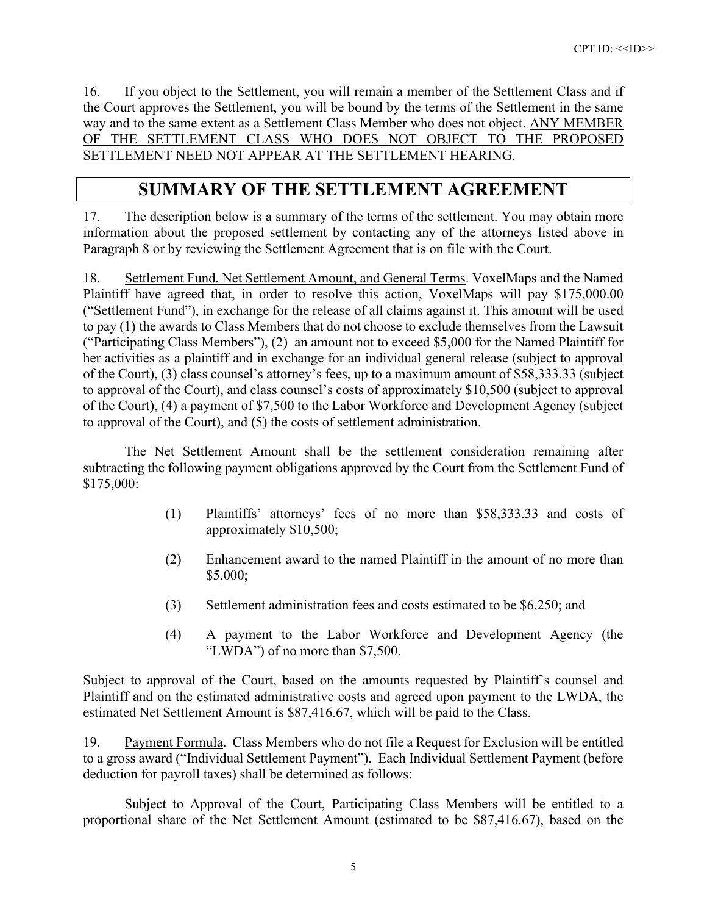16. If you object to the Settlement, you will remain a member of the Settlement Class and if the Court approves the Settlement, you will be bound by the terms of the Settlement in the same way and to the same extent as a Settlement Class Member who does not object. <u>ANY MEMBER OF THE SETTLEMENT CLASS WHO DOES NOT OBJECT TO THE PROPOSED SETTLEMENT NEED NOT APPEAR AT THE SETTLEMENT HEARING</u>.

## SUMMARY OF THE SETTLEMENT AGREEMENT

17. The description below is a summary of the terms of the settlement. You may obtain more information about the proposed settlement by contacting any of the attorneys listed above in Paragraph 8 or by reviewing the Settlement Agreement that is on file with the Court.

18. <u>Settlement Fund, Net Settlement Amount, and General Terms</u>. VoxelMaps and the Named Plaintiff have agreed that, in order to resolve this action, VoxelMaps will pay $175,000.00 ("Settlement Fund"), in exchange for the release of all claims against it. This amount will be used to pay (1) the awards to Class Members that do not choose to exclude themselves from the Lawsuit ("Participating Class Members"), (2) an amount not to exceed $5,000 for the Named Plaintiff for her activities as a plaintiff and in exchange for an individual general release (subject to approval of the Court), (3) class counsel's attorney's fees, up to a maximum amount of $58,333.33 (subject to approval of the Court), and class counsel's costs of approximately $10,500 (subject to approval of the Court), (4) a payment of $7,500 to the Labor Workforce and Development Agency (subject to approval of the Court), and (5) the costs of settlement administration.

The Net Settlement Amount shall be the settlement consideration remaining after subtracting the following payment obligations approved by the Court from the Settlement Fund of $175,000:

(1) Plaintiffs' attorneys' fees of no more than $58,333.33 and costs of approximately $10,500;

(2) Enhancement award to the named Plaintiff in the amount of no more than $5,000;

(3) Settlement administration fees and costs estimated to be $6,250; and

(4) A payment to the Labor Workforce and Development Agency (the "LWDA") of no more than $7,500.

Subject to approval of the Court, based on the amounts requested by Plaintiff's counsel and Plaintiff and on the estimated administrative costs and agreed upon payment to the LWDA, the estimated Net Settlement Amount is $87,416.67, which will be paid to the Class.

19. <u>Payment Formula</u>. Class Members who do not file a Request for Exclusion will be entitled to a gross award ("Individual Settlement Payment"). Each Individual Settlement Payment (before deduction for payroll taxes) shall be determined as follows:

Subject to Approval of the Court, Participating Class Members will be entitled to a proportional share of the Net Settlement Amount (estimated to be $87,416.67), based on the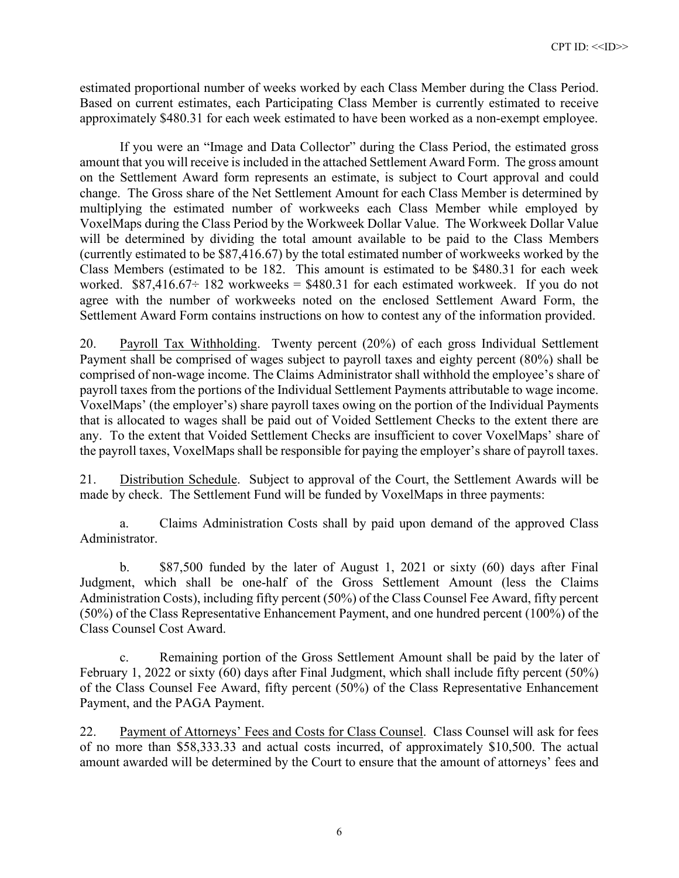estimated proportional number of weeks worked by each Class Member during the Class Period. Based on current estimates, each Participating Class Member is currently estimated to receive approximately $480.31 for each week estimated to have been worked as a non-exempt employee.

If you were an "Image and Data Collector" during the Class Period, the estimated gross amount that you will receive is included in the attached Settlement Award Form. The gross amount on the Settlement Award form represents an estimate, is subject to Court approval and could change. The Gross share of the Net Settlement Amount for each Class Member is determined by multiplying the estimated number of workweeks each Class Member while employed by VoxelMaps during the Class Period by the Workweek Dollar Value. The Workweek Dollar Value will be determined by dividing the total amount available to be paid to the Class Members (currently estimated to be $87,416.67) by the total estimated number of workweeks worked by the Class Members (estimated to be 182. This amount is estimated to be $480.31 for each week worked. $87,416.67÷ 182 workweeks = $480.31 for each estimated workweek. If you do not agree with the number of workweeks noted on the enclosed Settlement Award Form, the Settlement Award Form contains instructions on how to contest any of the information provided.

20. Payroll Tax Withholding. Twenty percent (20%) of each gross Individual Settlement Payment shall be comprised of wages subject to payroll taxes and eighty percent (80%) shall be comprised of non-wage income. The Claims Administrator shall withhold the employee's share of payroll taxes from the portions of the Individual Settlement Payments attributable to wage income. VoxelMaps' (the employer's) share payroll taxes owing on the portion of the Individual Payments that is allocated to wages shall be paid out of Voided Settlement Checks to the extent there are any. To the extent that Voided Settlement Checks are insufficient to cover VoxelMaps' share of the payroll taxes, VoxelMaps shall be responsible for paying the employer's share of payroll taxes.

21. Distribution Schedule. Subject to approval of the Court, the Settlement Awards will be made by check. The Settlement Fund will be funded by VoxelMaps in three payments:

a. Claims Administration Costs shall by paid upon demand of the approved Class Administrator.

b. $87,500 funded by the later of August 1, 2021 or sixty (60) days after Final Judgment, which shall be one-half of the Gross Settlement Amount (less the Claims Administration Costs), including fifty percent (50%) of the Class Counsel Fee Award, fifty percent (50%) of the Class Representative Enhancement Payment, and one hundred percent (100%) of the Class Counsel Cost Award.

c. Remaining portion of the Gross Settlement Amount shall be paid by the later of February 1, 2022 or sixty (60) days after Final Judgment, which shall include fifty percent (50%) of the Class Counsel Fee Award, fifty percent (50%) of the Class Representative Enhancement Payment, and the PAGA Payment.

22. Payment of Attorneys' Fees and Costs for Class Counsel. Class Counsel will ask for fees of no more than $58,333.33 and actual costs incurred, of approximately $10,500. The actual amount awarded will be determined by the Court to ensure that the amount of attorneys' fees and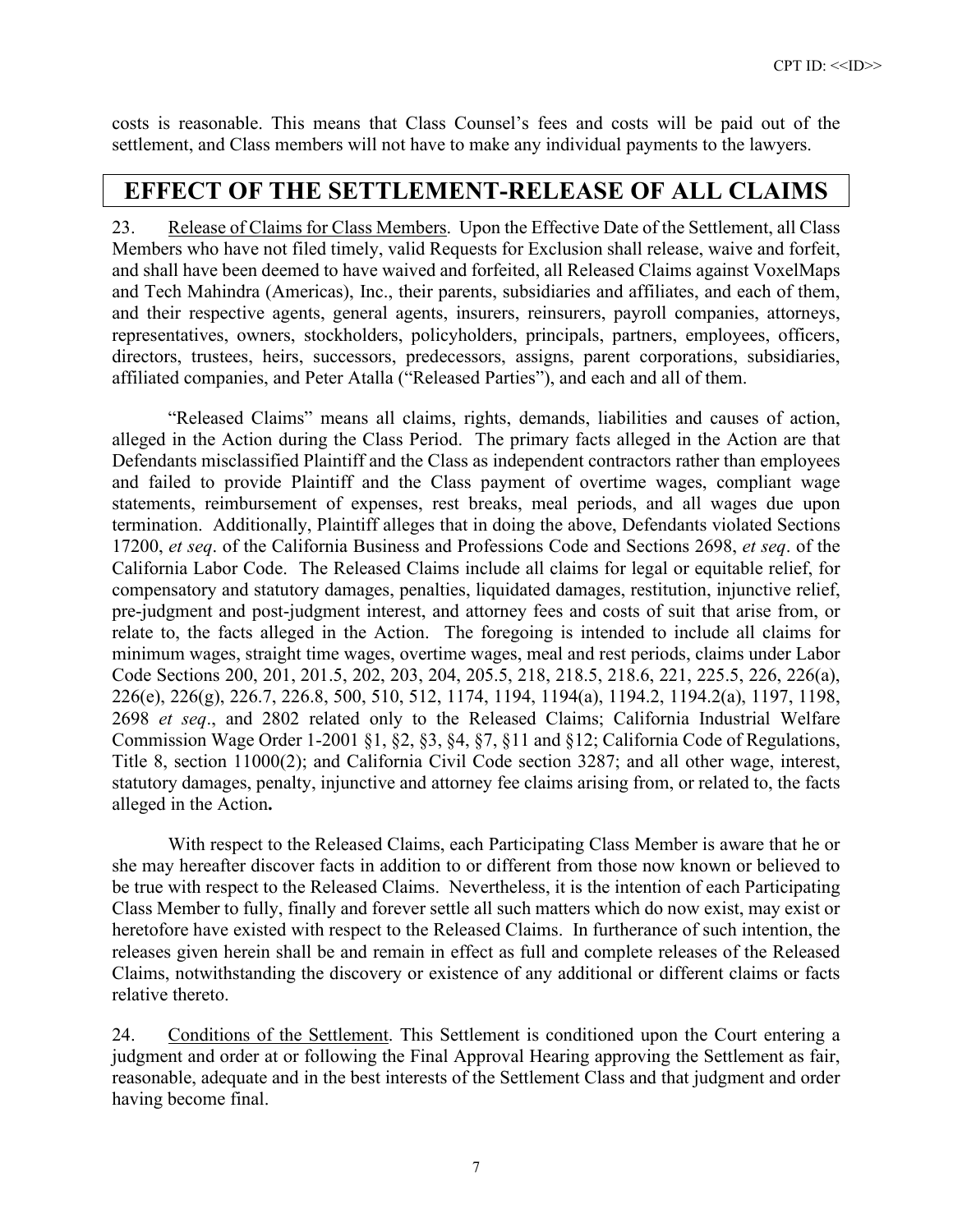costs is reasonable. This means that Class Counsel's fees and costs will be paid out of the settlement, and Class members will not have to make any individual payments to the lawyers.

## EFFECT OF THE SETTLEMENT-RELEASE OF ALL CLAIMS

23. Release of Claims for Class Members. Upon the Effective Date of the Settlement, all Class Members who have not filed timely, valid Requests for Exclusion shall release, waive and forfeit, and shall have been deemed to have waived and forfeited, all Released Claims against VoxelMaps and Tech Mahindra (Americas), Inc., their parents, subsidiaries and affiliates, and each of them, and their respective agents, general agents, insurers, reinsurers, payroll companies, attorneys, representatives, owners, stockholders, policyholders, principals, partners, employees, officers, directors, trustees, heirs, successors, predecessors, assigns, parent corporations, subsidiaries, affiliated companies, and Peter Atalla ("Released Parties"), and each and all of them.

"Released Claims" means all claims, rights, demands, liabilities and causes of action, alleged in the Action during the Class Period. The primary facts alleged in the Action are that Defendants misclassified Plaintiff and the Class as independent contractors rather than employees and failed to provide Plaintiff and the Class payment of overtime wages, compliant wage statements, reimbursement of expenses, rest breaks, meal periods, and all wages due upon termination. Additionally, Plaintiff alleges that in doing the above, Defendants violated Sections 17200, *et seq*. of the California Business and Professions Code and Sections 2698, *et seq*. of the California Labor Code. The Released Claims include all claims for legal or equitable relief, for compensatory and statutory damages, penalties, liquidated damages, restitution, injunctive relief, pre-judgment and post-judgment interest, and attorney fees and costs of suit that arise from, or relate to, the facts alleged in the Action. The foregoing is intended to include all claims for minimum wages, straight time wages, overtime wages, meal and rest periods, claims under Labor Code Sections 200, 201, 201.5, 202, 203, 204, 205.5, 218, 218.5, 218.6, 221, 225.5, 226, 226(a), 226(e), 226(g), 226.7, 226.8, 500, 510, 512, 1174, 1194, 1194(a), 1194.2, 1194.2(a), 1197, 1198, 2698 *et seq*., and 2802 related only to the Released Claims; California Industrial Welfare Commission Wage Order 1-2001 §1, §2, §3, §4, §7, §11 and §12; California Code of Regulations, Title 8, section 11000(2); and California Civil Code section 3287; and all other wage, interest, statutory damages, penalty, injunctive and attorney fee claims arising from, or related to, the facts alleged in the Action**.**

With respect to the Released Claims, each Participating Class Member is aware that he or she may hereafter discover facts in addition to or different from those now known or believed to be true with respect to the Released Claims. Nevertheless, it is the intention of each Participating Class Member to fully, finally and forever settle all such matters which do now exist, may exist or heretofore have existed with respect to the Released Claims. In furtherance of such intention, the releases given herein shall be and remain in effect as full and complete releases of the Released Claims, notwithstanding the discovery or existence of any additional or different claims or facts relative thereto.

24. Conditions of the Settlement. This Settlement is conditioned upon the Court entering a judgment and order at or following the Final Approval Hearing approving the Settlement as fair, reasonable, adequate and in the best interests of the Settlement Class and that judgment and order having become final.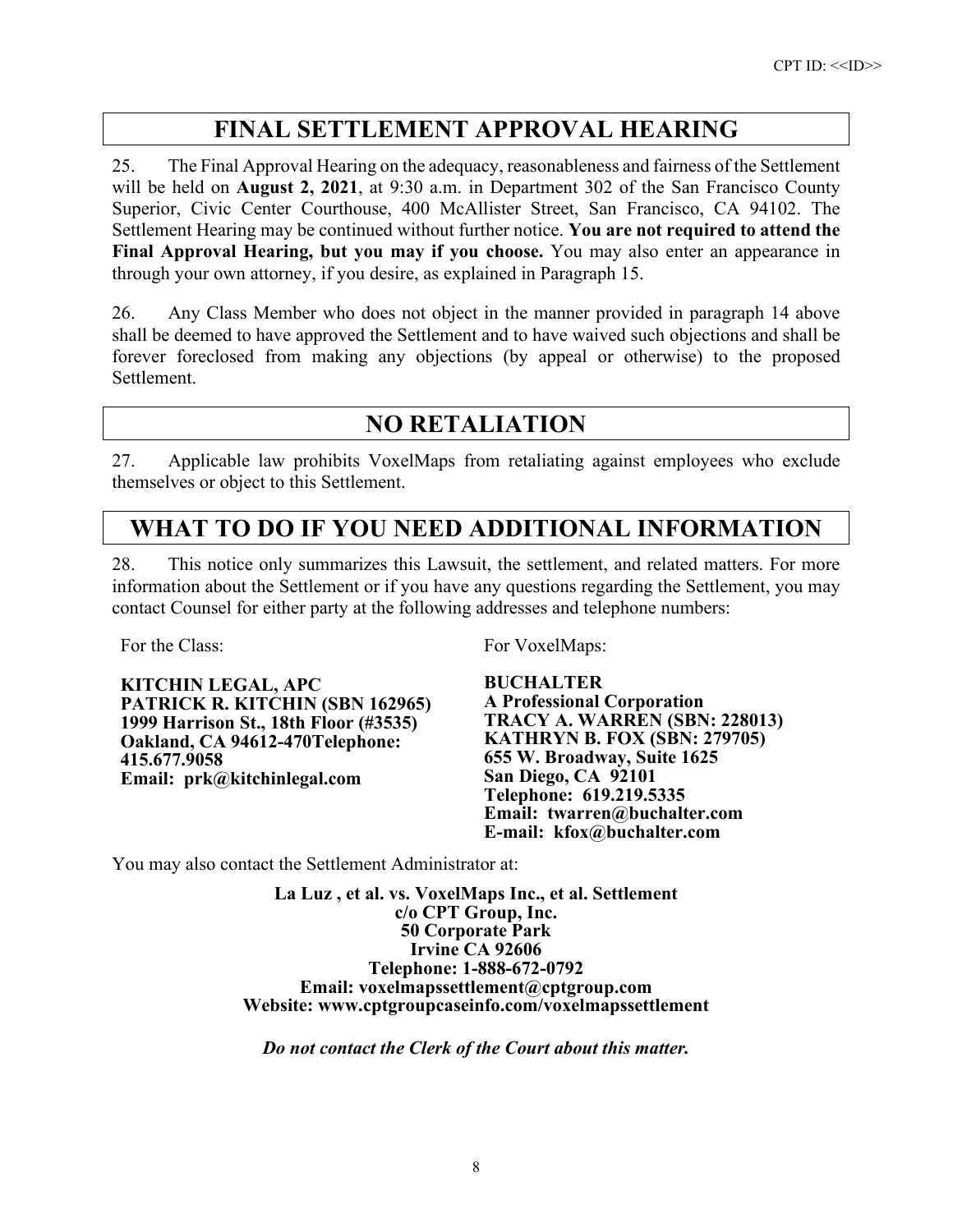## FINAL SETTLEMENT APPROVAL HEARING

25. The Final Approval Hearing on the adequacy, reasonableness and fairness of the Settlement will be held on **August 2, 2021**, at 9:30 a.m. in Department 302 of the San Francisco County Superior, Civic Center Courthouse, 400 McAllister Street, San Francisco, CA 94102. The Settlement Hearing may be continued without further notice. **You are not required to attend the Final Approval Hearing, but you may if you choose.** You may also enter an appearance in through your own attorney, if you desire, as explained in Paragraph 15.

26. Any Class Member who does not object in the manner provided in paragraph 14 above shall be deemed to have approved the Settlement and to have waived such objections and shall be forever foreclosed from making any objections (by appeal or otherwise) to the proposed Settlement.

## NO RETALIATION

27. Applicable law prohibits VoxelMaps from retaliating against employees who exclude themselves or object to this Settlement.

## WHAT TO DO IF YOU NEED ADDITIONAL INFORMATION

28. This notice only summarizes this Lawsuit, the settlement, and related matters. For more information about the Settlement or if you have any questions regarding the Settlement, you may contact Counsel for either party at the following addresses and telephone numbers:

For the Class:

**KITCHIN LEGAL, APC**
**PATRICK R. KITCHIN (SBN 162965)**
**1999 Harrison St., 18th Floor (#3535)**
**Oakland, CA 94612-470Telephone: 415.677.9058**
**Email: prk@kitchinlegal.com**

For VoxelMaps:

**BUCHALTER**
**A Professional Corporation**
**TRACY A. WARREN (SBN: 228013)**
**KATHRYN B. FOX (SBN: 279705)**
**655 W. Broadway, Suite 1625**
**San Diego, CA 92101**
**Telephone: 619.219.5335**
**Email: twarren@buchalter.com**
**E-mail: kfox@buchalter.com**

You may also contact the Settlement Administrator at:

**La Luz , et al. vs. VoxelMaps Inc., et al. Settlement**
**c/o CPT Group, Inc.**
**50 Corporate Park**
**Irvine CA 92606**
**Telephone: 1-888-672-0792**
**Email: voxelmapssettlement@cptgroup.com**
**Website: www.cptgroupcaseinfo.com/voxelmapssettlement**

***Do not contact the Clerk of the Court about this matter.***